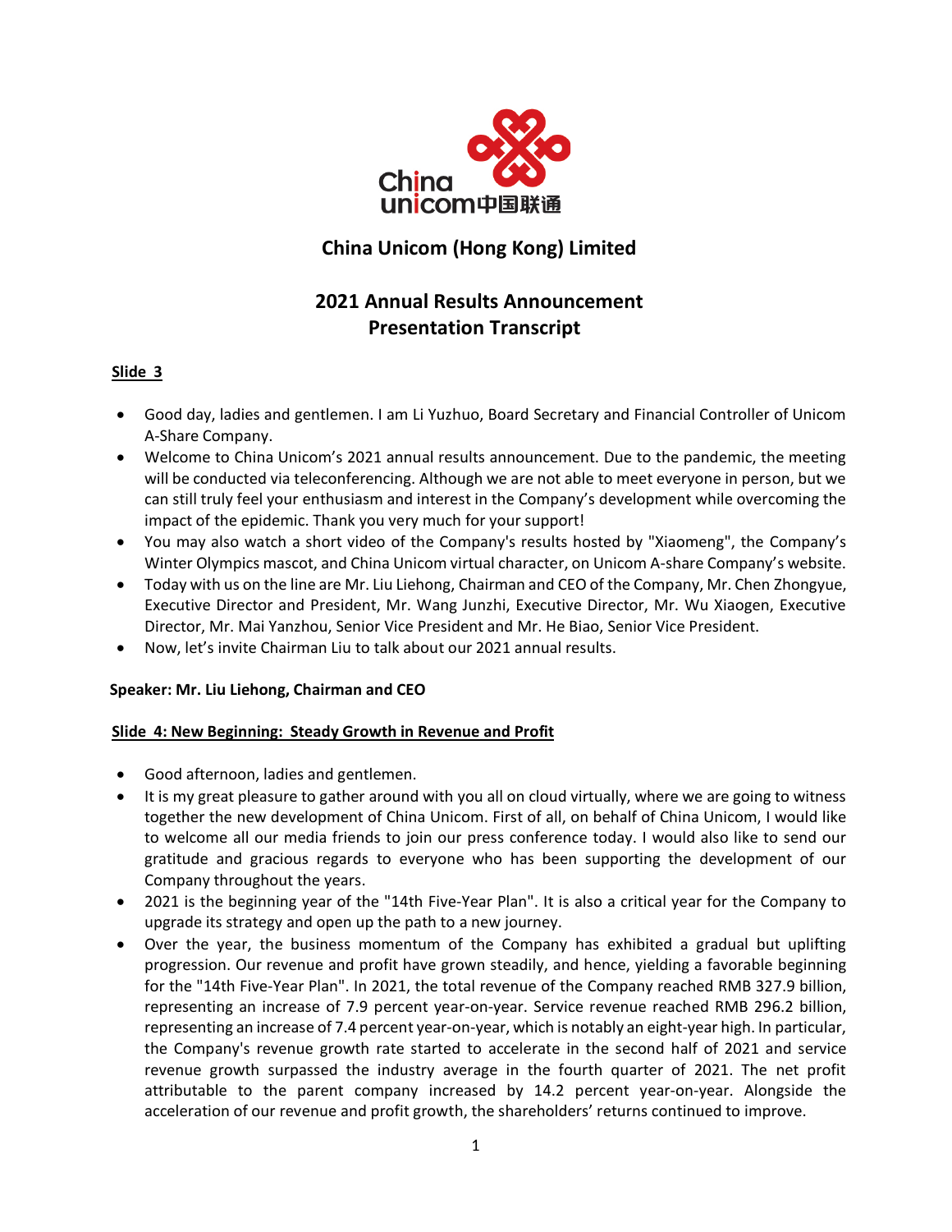# China Unicom (Hong Kong) Limited

## 2021 Annual Results Announcement Presentation Transcript

**Slide 3**

- Good day, ladies and gentlemen. I am Li Yuzhuo, Board Secretary and Financial Controller of Unicom A-Share Company.
- Welcome to China Unicom's 2021 annual results announcement. Due to the pandemic, the meeting will be conducted via teleconferencing. Although we are not able to meet everyone in person, but we can still truly feel your enthusiasm and interest in the Company's development while overcoming the impact of the epidemic. Thank you very much for your support!
- You may also watch a short video of the Company's results hosted by "Xiaomeng", the Company's Winter Olympics mascot, and China Unicom virtual character, on Unicom A-share Company's website.
- Today with us on the line are Mr. Liu Liehong, Chairman and CEO of the Company, Mr. Chen Zhongyue, Executive Director and President, Mr. Wang Junzhi, Executive Director, Mr. Wu Xiaogen, Executive Director, Mr. Mai Yanzhou, Senior Vice President and Mr. He Biao, Senior Vice President.
- Now, let's invite Chairman Liu to talk about our 2021 annual results.

**Speaker: Mr. Liu Liehong, Chairman and CEO**

**Slide 4: New Beginning: Steady Growth in Revenue and Profit**

- Good afternoon, ladies and gentlemen.
- It is my great pleasure to gather around with you all on cloud virtually, where we are going to witness together the new development of China Unicom. First of all, on behalf of China Unicom, I would like to welcome all our media friends to join our press conference today. I would also like to send our gratitude and gracious regards to everyone who has been supporting the development of our Company throughout the years.
- 2021 is the beginning year of the "14th Five-Year Plan". It is also a critical year for the Company to upgrade its strategy and open up the path to a new journey.
- Over the year, the business momentum of the Company has exhibited a gradual but uplifting progression. Our revenue and profit have grown steadily, and hence, yielding a favorable beginning for the "14th Five-Year Plan". In 2021, the total revenue of the Company reached RMB 327.9 billion, representing an increase of 7.9 percent year-on-year. Service revenue reached RMB 296.2 billion, representing an increase of 7.4 percent year-on-year, which is notably an eight-year high. In particular, the Company's revenue growth rate started to accelerate in the second half of 2021 and service revenue growth surpassed the industry average in the fourth quarter of 2021. The net profit attributable to the parent company increased by 14.2 percent year-on-year. Alongside the acceleration of our revenue and profit growth, the shareholders' returns continued to improve.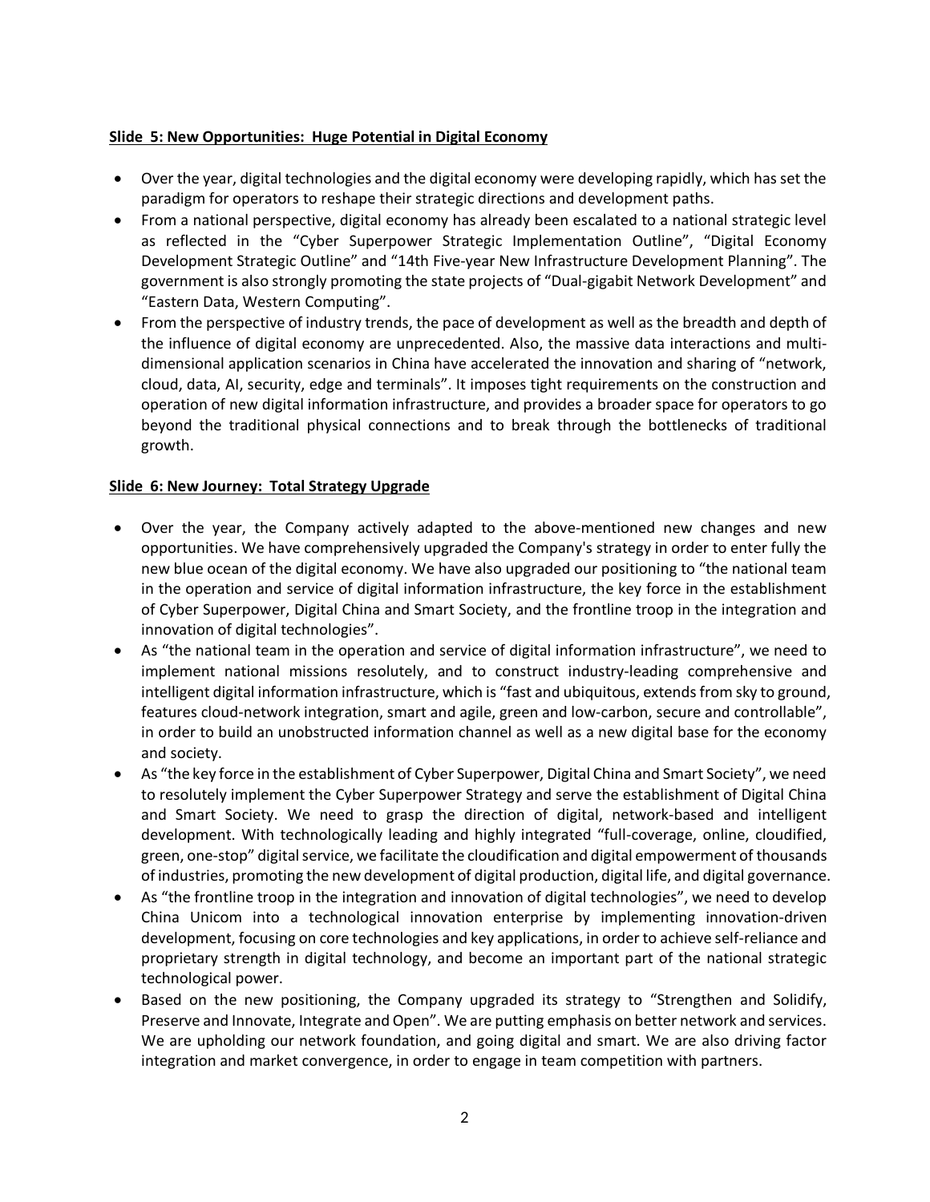**Slide 5: New Opportunities: Huge Potential in Digital Economy**

- Over the year, digital technologies and the digital economy were developing rapidly, which has set the paradigm for operators to reshape their strategic directions and development paths.
- From a national perspective, digital economy has already been escalated to a national strategic level as reflected in the "Cyber Superpower Strategic Implementation Outline", "Digital Economy Development Strategic Outline" and "14th Five-year New Infrastructure Development Planning". The government is also strongly promoting the state projects of "Dual-gigabit Network Development" and "Eastern Data, Western Computing".
- From the perspective of industry trends, the pace of development as well as the breadth and depth of the influence of digital economy are unprecedented. Also, the massive data interactions and multi-dimensional application scenarios in China have accelerated the innovation and sharing of "network, cloud, data, AI, security, edge and terminals". It imposes tight requirements on the construction and operation of new digital information infrastructure, and provides a broader space for operators to go beyond the traditional physical connections and to break through the bottlenecks of traditional growth.

**Slide 6: New Journey: Total Strategy Upgrade**

- Over the year, the Company actively adapted to the above-mentioned new changes and new opportunities. We have comprehensively upgraded the Company's strategy in order to enter fully the new blue ocean of the digital economy. We have also upgraded our positioning to "the national team in the operation and service of digital information infrastructure, the key force in the establishment of Cyber Superpower, Digital China and Smart Society, and the frontline troop in the integration and innovation of digital technologies".
- As "the national team in the operation and service of digital information infrastructure", we need to implement national missions resolutely, and to construct industry-leading comprehensive and intelligent digital information infrastructure, which is "fast and ubiquitous, extends from sky to ground, features cloud-network integration, smart and agile, green and low-carbon, secure and controllable", in order to build an unobstructed information channel as well as a new digital base for the economy and society.
- As "the key force in the establishment of Cyber Superpower, Digital China and Smart Society", we need to resolutely implement the Cyber Superpower Strategy and serve the establishment of Digital China and Smart Society. We need to grasp the direction of digital, network-based and intelligent development. With technologically leading and highly integrated "full-coverage, online, cloudified, green, one-stop" digital service, we facilitate the cloudification and digital empowerment of thousands of industries, promoting the new development of digital production, digital life, and digital governance.
- As "the frontline troop in the integration and innovation of digital technologies", we need to develop China Unicom into a technological innovation enterprise by implementing innovation-driven development, focusing on core technologies and key applications, in order to achieve self-reliance and proprietary strength in digital technology, and become an important part of the national strategic technological power.
- Based on the new positioning, the Company upgraded its strategy to "Strengthen and Solidify, Preserve and Innovate, Integrate and Open". We are putting emphasis on better network and services. We are upholding our network foundation, and going digital and smart. We are also driving factor integration and market convergence, in order to engage in team competition with partners.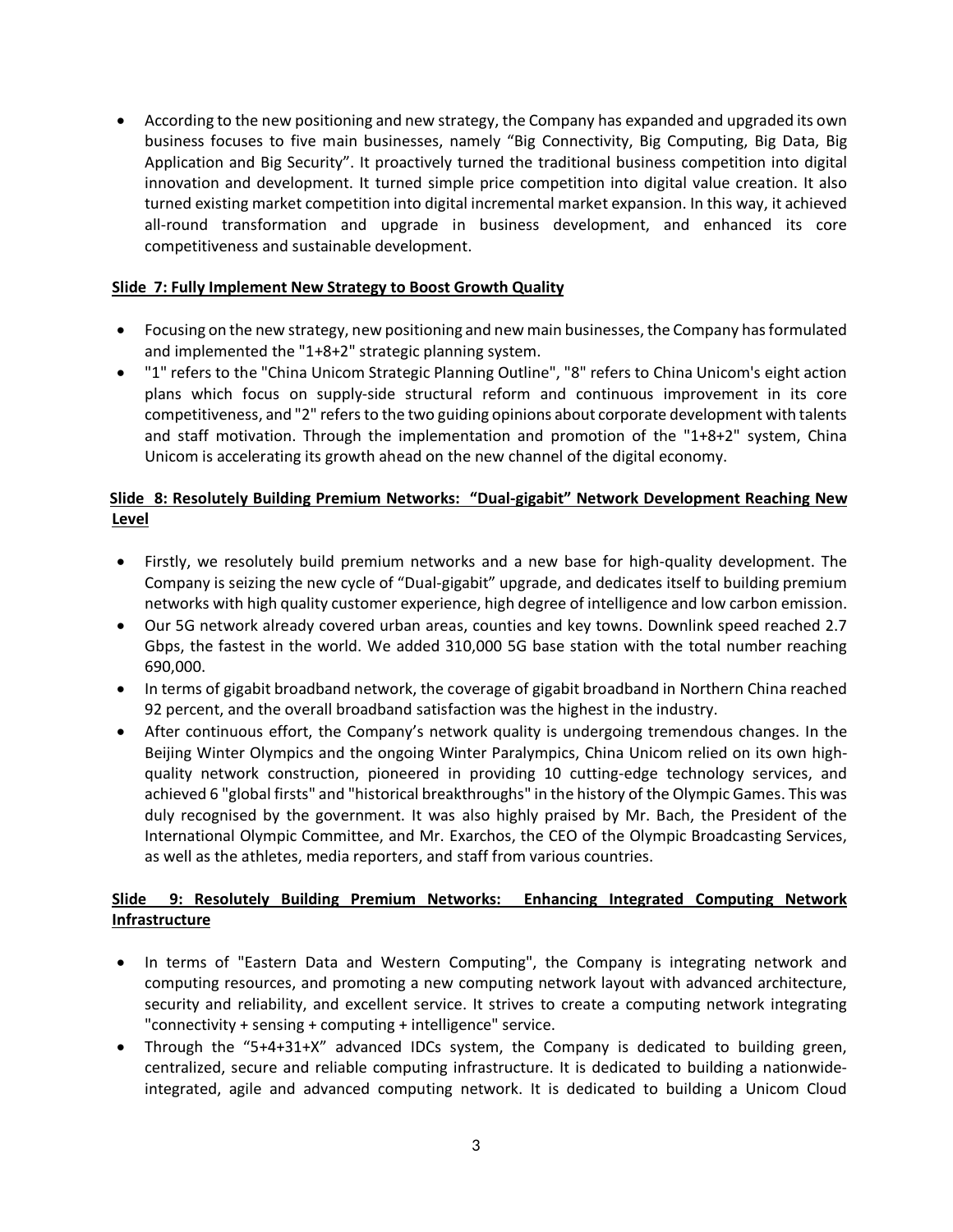- According to the new positioning and new strategy, the Company has expanded and upgraded its own business focuses to five main businesses, namely "Big Connectivity, Big Computing, Big Data, Big Application and Big Security". It proactively turned the traditional business competition into digital innovation and development. It turned simple price competition into digital value creation. It also turned existing market competition into digital incremental market expansion. In this way, it achieved all-round transformation and upgrade in business development, and enhanced its core competitiveness and sustainable development.

**Slide 7: Fully Implement New Strategy to Boost Growth Quality**

- Focusing on the new strategy, new positioning and new main businesses, the Company has formulated and implemented the "1+8+2" strategic planning system.
- "1" refers to the "China Unicom Strategic Planning Outline", "8" refers to China Unicom's eight action plans which focus on supply-side structural reform and continuous improvement in its core competitiveness, and "2" refers to the two guiding opinions about corporate development with talents and staff motivation. Through the implementation and promotion of the "1+8+2" system, China Unicom is accelerating its growth ahead on the new channel of the digital economy.

**Slide 8: Resolutely Building Premium Networks: "Dual-gigabit" Network Development Reaching New Level**

- Firstly, we resolutely build premium networks and a new base for high-quality development. The Company is seizing the new cycle of "Dual-gigabit" upgrade, and dedicates itself to building premium networks with high quality customer experience, high degree of intelligence and low carbon emission.
- Our 5G network already covered urban areas, counties and key towns. Downlink speed reached 2.7 Gbps, the fastest in the world. We added 310,000 5G base station with the total number reaching 690,000.
- In terms of gigabit broadband network, the coverage of gigabit broadband in Northern China reached 92 percent, and the overall broadband satisfaction was the highest in the industry.
- After continuous effort, the Company's network quality is undergoing tremendous changes. In the Beijing Winter Olympics and the ongoing Winter Paralympics, China Unicom relied on its own high-quality network construction, pioneered in providing 10 cutting-edge technology services, and achieved 6 "global firsts" and "historical breakthroughs" in the history of the Olympic Games. This was duly recognised by the government. It was also highly praised by Mr. Bach, the President of the International Olympic Committee, and Mr. Exarchos, the CEO of the Olympic Broadcasting Services, as well as the athletes, media reporters, and staff from various countries.

**Slide 9: Resolutely Building Premium Networks: Enhancing Integrated Computing Network Infrastructure**

- In terms of "Eastern Data and Western Computing", the Company is integrating network and computing resources, and promoting a new computing network layout with advanced architecture, security and reliability, and excellent service. It strives to create a computing network integrating "connectivity + sensing + computing + intelligence" service.
- Through the "5+4+31+X" advanced IDCs system, the Company is dedicated to building green, centralized, secure and reliable computing infrastructure. It is dedicated to building a nationwide-integrated, agile and advanced computing network. It is dedicated to building a Unicom Cloud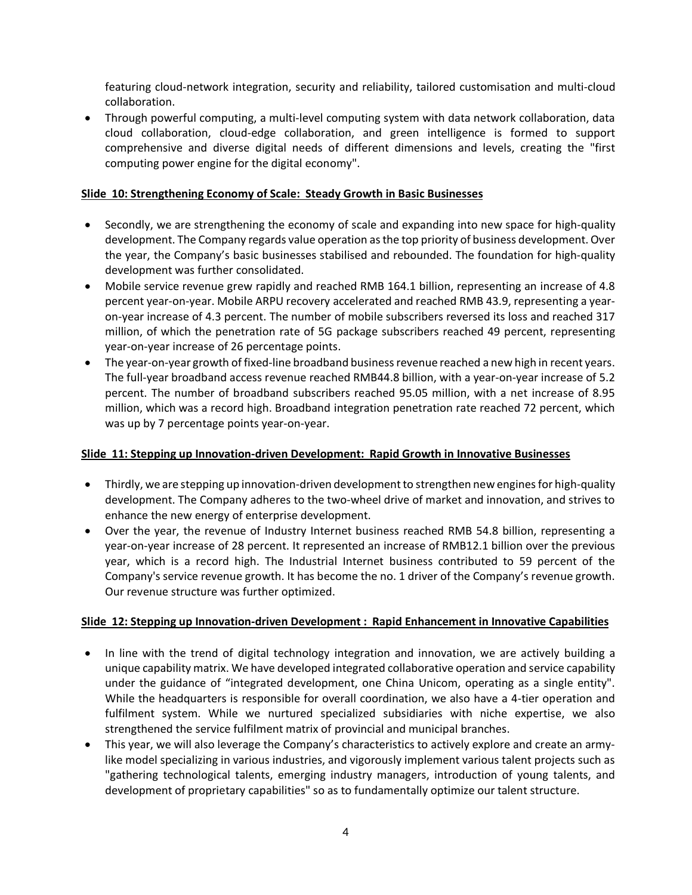featuring cloud-network integration, security and reliability, tailored customisation and multi-cloud collaboration.

- Through powerful computing, a multi-level computing system with data network collaboration, data cloud collaboration, cloud-edge collaboration, and green intelligence is formed to support comprehensive and diverse digital needs of different dimensions and levels, creating the "first computing power engine for the digital economy".

**Slide 10: Strengthening Economy of Scale: Steady Growth in Basic Businesses**

- Secondly, we are strengthening the economy of scale and expanding into new space for high-quality development. The Company regards value operation as the top priority of business development. Over the year, the Company's basic businesses stabilised and rebounded. The foundation for high-quality development was further consolidated.
- Mobile service revenue grew rapidly and reached RMB 164.1 billion, representing an increase of 4.8 percent year-on-year. Mobile ARPU recovery accelerated and reached RMB 43.9, representing a year-on-year increase of 4.3 percent. The number of mobile subscribers reversed its loss and reached 317 million, of which the penetration rate of 5G package subscribers reached 49 percent, representing year-on-year increase of 26 percentage points.
- The year-on-year growth of fixed-line broadband business revenue reached a new high in recent years. The full-year broadband access revenue reached RMB44.8 billion, with a year-on-year increase of 5.2 percent. The number of broadband subscribers reached 95.05 million, with a net increase of 8.95 million, which was a record high. Broadband integration penetration rate reached 72 percent, which was up by 7 percentage points year-on-year.

**Slide 11: Stepping up Innovation-driven Development: Rapid Growth in Innovative Businesses**

- Thirdly, we are stepping up innovation-driven development to strengthen new engines for high-quality development. The Company adheres to the two-wheel drive of market and innovation, and strives to enhance the new energy of enterprise development.
- Over the year, the revenue of Industry Internet business reached RMB 54.8 billion, representing a year-on-year increase of 28 percent. It represented an increase of RMB12.1 billion over the previous year, which is a record high. The Industrial Internet business contributed to 59 percent of the Company's service revenue growth. It has become the no. 1 driver of the Company's revenue growth. Our revenue structure was further optimized.

**Slide 12: Stepping up Innovation-driven Development : Rapid Enhancement in Innovative Capabilities**

- In line with the trend of digital technology integration and innovation, we are actively building a unique capability matrix. We have developed integrated collaborative operation and service capability under the guidance of "integrated development, one China Unicom, operating as a single entity". While the headquarters is responsible for overall coordination, we also have a 4-tier operation and fulfilment system. While we nurtured specialized subsidiaries with niche expertise, we also strengthened the service fulfilment matrix of provincial and municipal branches.
- This year, we will also leverage the Company's characteristics to actively explore and create an army-like model specializing in various industries, and vigorously implement various talent projects such as "gathering technological talents, emerging industry managers, introduction of young talents, and development of proprietary capabilities" so as to fundamentally optimize our talent structure.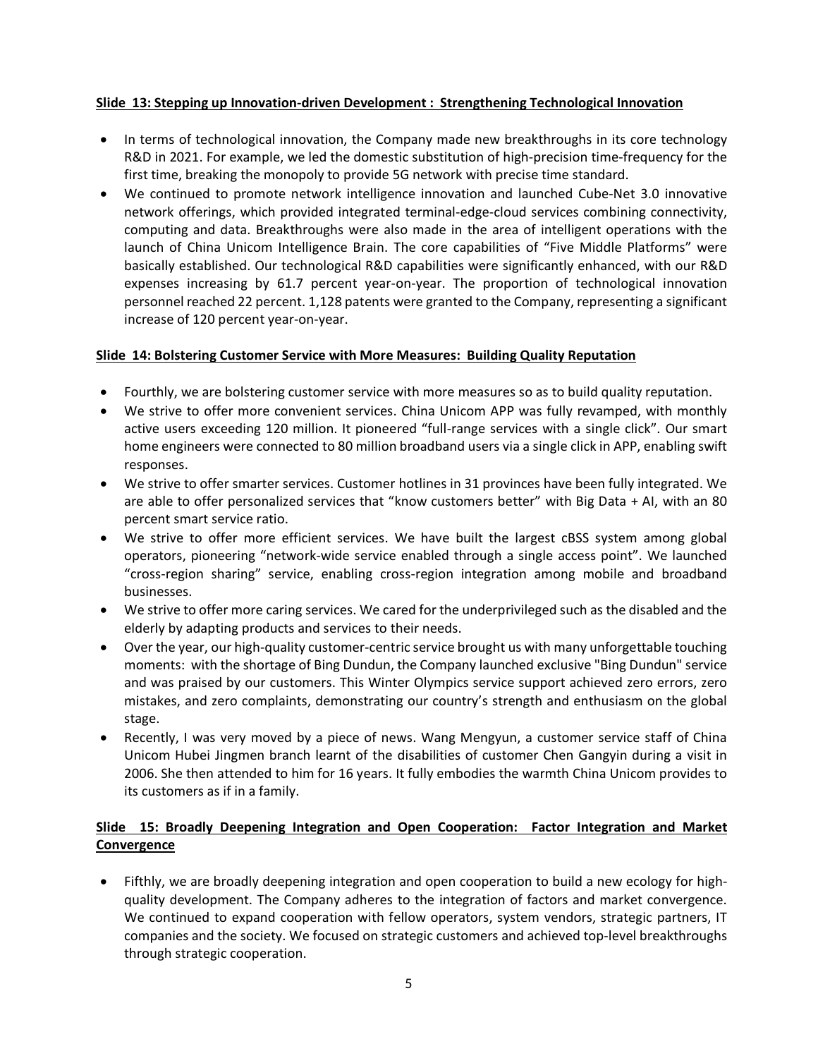**Slide 13: Stepping up Innovation-driven Development : Strengthening Technological Innovation**

- In terms of technological innovation, the Company made new breakthroughs in its core technology R&D in 2021. For example, we led the domestic substitution of high-precision time-frequency for the first time, breaking the monopoly to provide 5G network with precise time standard.
- We continued to promote network intelligence innovation and launched Cube-Net 3.0 innovative network offerings, which provided integrated terminal-edge-cloud services combining connectivity, computing and data. Breakthroughs were also made in the area of intelligent operations with the launch of China Unicom Intelligence Brain. The core capabilities of "Five Middle Platforms" were basically established. Our technological R&D capabilities were significantly enhanced, with our R&D expenses increasing by 61.7 percent year-on-year. The proportion of technological innovation personnel reached 22 percent. 1,128 patents were granted to the Company, representing a significant increase of 120 percent year-on-year.

**Slide 14: Bolstering Customer Service with More Measures: Building Quality Reputation**

- Fourthly, we are bolstering customer service with more measures so as to build quality reputation.
- We strive to offer more convenient services. China Unicom APP was fully revamped, with monthly active users exceeding 120 million. It pioneered "full-range services with a single click". Our smart home engineers were connected to 80 million broadband users via a single click in APP, enabling swift responses.
- We strive to offer smarter services. Customer hotlines in 31 provinces have been fully integrated. We are able to offer personalized services that "know customers better" with Big Data + AI, with an 80 percent smart service ratio.
- We strive to offer more efficient services. We have built the largest cBSS system among global operators, pioneering "network-wide service enabled through a single access point". We launched "cross-region sharing" service, enabling cross-region integration among mobile and broadband businesses.
- We strive to offer more caring services. We cared for the underprivileged such as the disabled and the elderly by adapting products and services to their needs.
- Over the year, our high-quality customer-centric service brought us with many unforgettable touching moments: with the shortage of Bing Dundun, the Company launched exclusive "Bing Dundun" service and was praised by our customers. This Winter Olympics service support achieved zero errors, zero mistakes, and zero complaints, demonstrating our country's strength and enthusiasm on the global stage.
- Recently, I was very moved by a piece of news. Wang Mengyun, a customer service staff of China Unicom Hubei Jingmen branch learnt of the disabilities of customer Chen Gangyin during a visit in 2006. She then attended to him for 16 years. It fully embodies the warmth China Unicom provides to its customers as if in a family.

**Slide 15: Broadly Deepening Integration and Open Cooperation: Factor Integration and Market Convergence**

- Fifthly, we are broadly deepening integration and open cooperation to build a new ecology for high-quality development. The Company adheres to the integration of factors and market convergence. We continued to expand cooperation with fellow operators, system vendors, strategic partners, IT companies and the society. We focused on strategic customers and achieved top-level breakthroughs through strategic cooperation.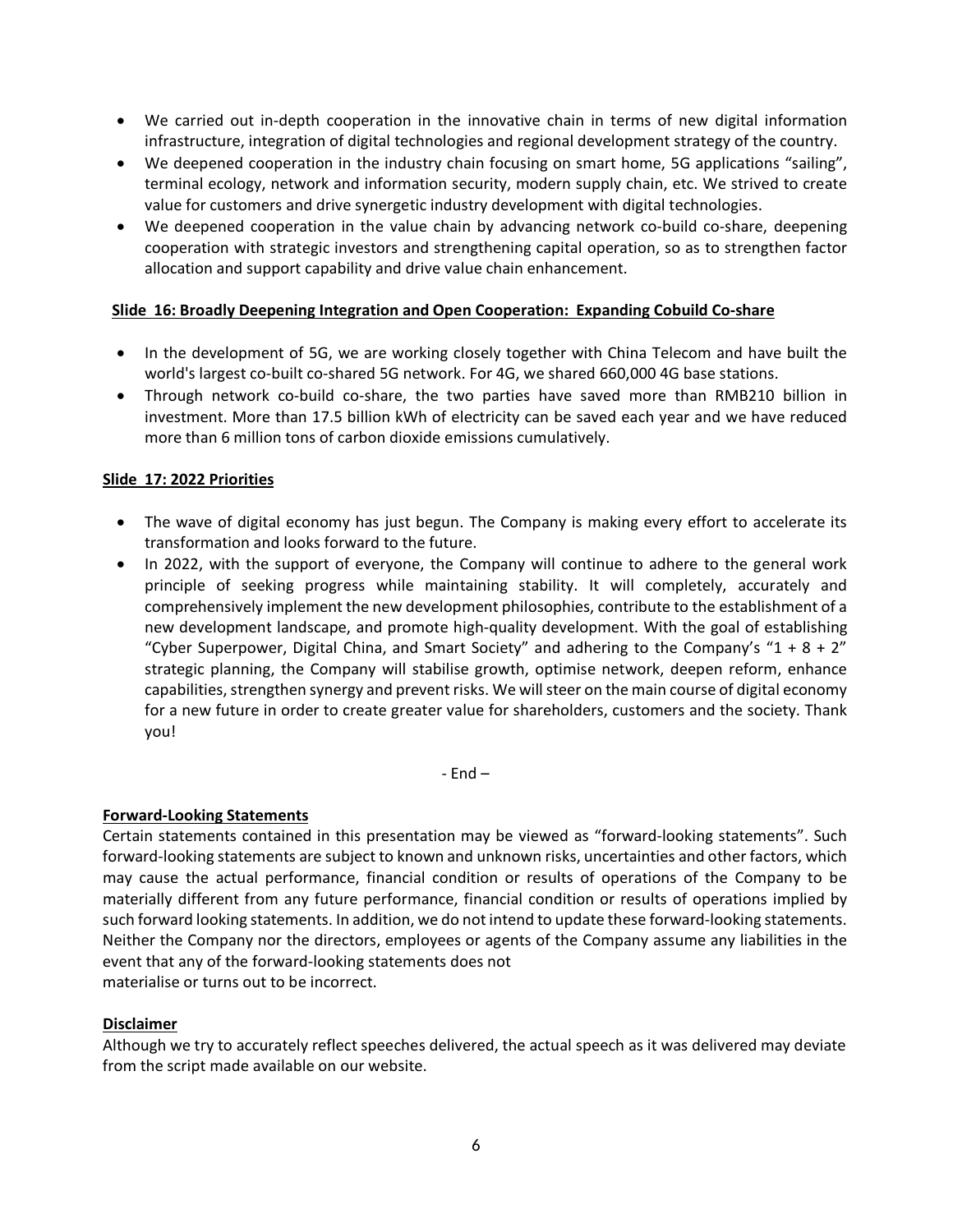- We carried out in-depth cooperation in the innovative chain in terms of new digital information infrastructure, integration of digital technologies and regional development strategy of the country.
- We deepened cooperation in the industry chain focusing on smart home, 5G applications "sailing", terminal ecology, network and information security, modern supply chain, etc. We strived to create value for customers and drive synergetic industry development with digital technologies.
- We deepened cooperation in the value chain by advancing network co-build co-share, deepening cooperation with strategic investors and strengthening capital operation, so as to strengthen factor allocation and support capability and drive value chain enhancement.

**Slide 16: Broadly Deepening Integration and Open Cooperation: Expanding Cobuild Co-share**

- In the development of 5G, we are working closely together with China Telecom and have built the world's largest co-built co-shared 5G network. For 4G, we shared 660,000 4G base stations.
- Through network co-build co-share, the two parties have saved more than RMB210 billion in investment. More than 17.5 billion kWh of electricity can be saved each year and we have reduced more than 6 million tons of carbon dioxide emissions cumulatively.

**Slide 17: 2022 Priorities**

- The wave of digital economy has just begun. The Company is making every effort to accelerate its transformation and looks forward to the future.
- In 2022, with the support of everyone, the Company will continue to adhere to the general work principle of seeking progress while maintaining stability. It will completely, accurately and comprehensively implement the new development philosophies, contribute to the establishment of a new development landscape, and promote high-quality development. With the goal of establishing "Cyber Superpower, Digital China, and Smart Society" and adhering to the Company's "1 + 8 + 2" strategic planning, the Company will stabilise growth, optimise network, deepen reform, enhance capabilities, strengthen synergy and prevent risks. We will steer on the main course of digital economy for a new future in order to create greater value for shareholders, customers and the society. Thank you!

- End –

**Forward-Looking Statements**

Certain statements contained in this presentation may be viewed as "forward-looking statements". Such forward-looking statements are subject to known and unknown risks, uncertainties and other factors, which may cause the actual performance, financial condition or results of operations of the Company to be materially different from any future performance, financial condition or results of operations implied by such forward looking statements. In addition, we do not intend to update these forward-looking statements. Neither the Company nor the directors, employees or agents of the Company assume any liabilities in the event that any of the forward-looking statements does not materialise or turns out to be incorrect.

**Disclaimer**

Although we try to accurately reflect speeches delivered, the actual speech as it was delivered may deviate from the script made available on our website.